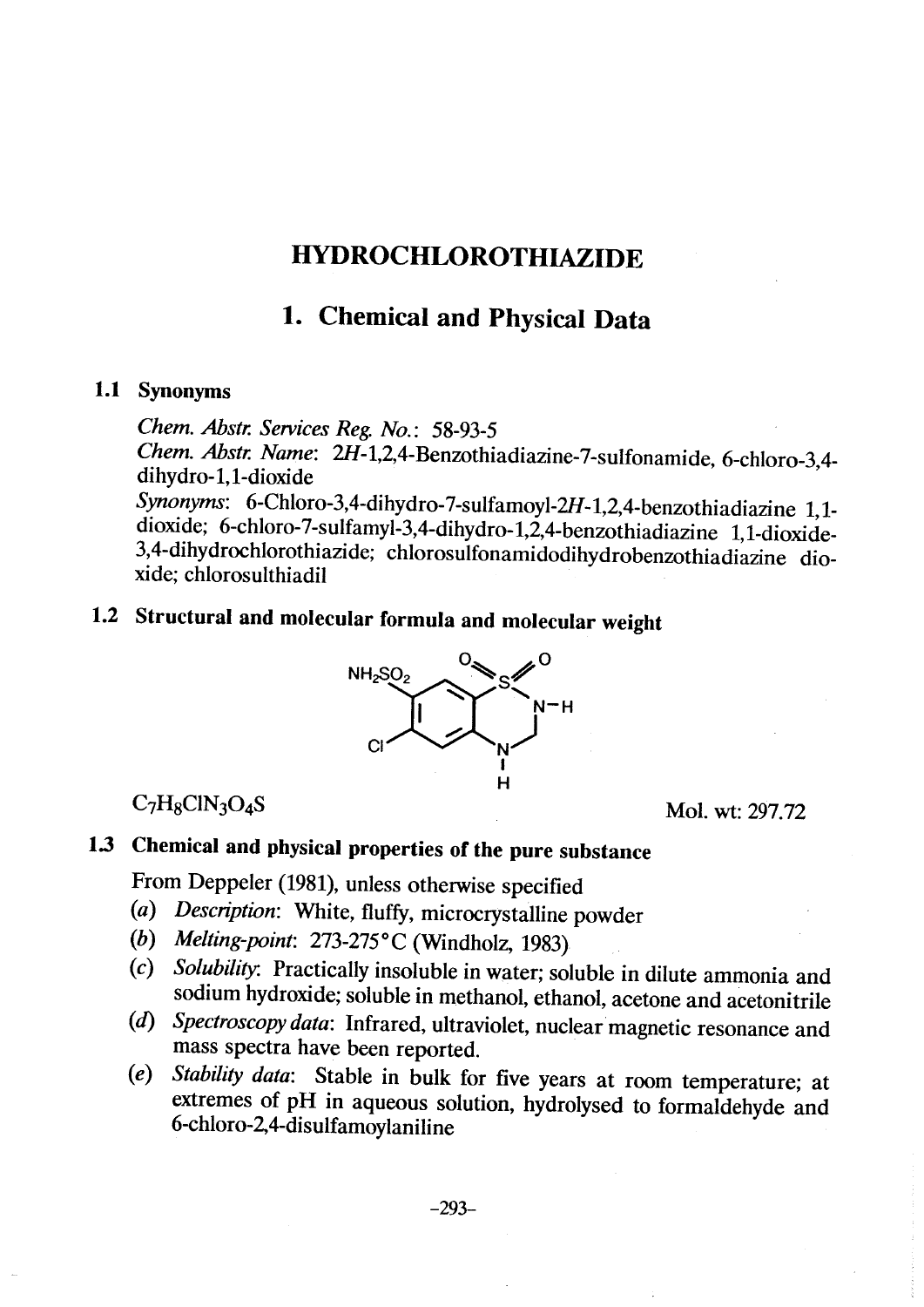# HYDROCHLOROTHIAZIDE

## 1. Chemical and Physical Data

### 1.1 Synonyms

*Chem. Abstr. Services Reg. No.*: 58-93-5

*Chem. Abstr. Name*: 2*H*-1,2,4-Benzothiadiazine-7-sulfonamide, 6-chloro-3,4-dihydro-1,1-dioxide

*Synonyms*: 6-Chloro-3,4-dihydro-7-sulfamoyl-2*H*-1,2,4-benzothiadiazine 1,1-dioxide; 6-chloro-7-sulfamyl-3,4-dihydro-1,2,4-benzothiadiazine 1,1-dioxide-3,4-dihydrochlorothiazide; chlorosulfonamidodihydrobenzothiadiazine dioxide; chlorosulthiadil

### 1.2 Structural and molecular formula and molecular weight

$C_7H_8ClN_3O_4S$

Mol. wt: 297.72

### 1.3 Chemical and physical properties of the pure substance

From Deppeler (1981), unless otherwise specified

(*a*) *Description*: White, fluffy, microcrystalline powder

(*b*) *Melting-point*: 273-275°C (Windholz, 1983)

(*c*) *Solubility*: Practically insoluble in water; soluble in dilute ammonia and sodium hydroxide; soluble in methanol, ethanol, acetone and acetonitrile

(*d*) *Spectroscopy data*: Infrared, ultraviolet, nuclear magnetic resonance and mass spectra have been reported.

(*e*) *Stability data*: Stable in bulk for five years at room temperature; at extremes of pH in aqueous solution, hydrolysed to formaldehyde and 6-chloro-2,4-disulfamoylaniline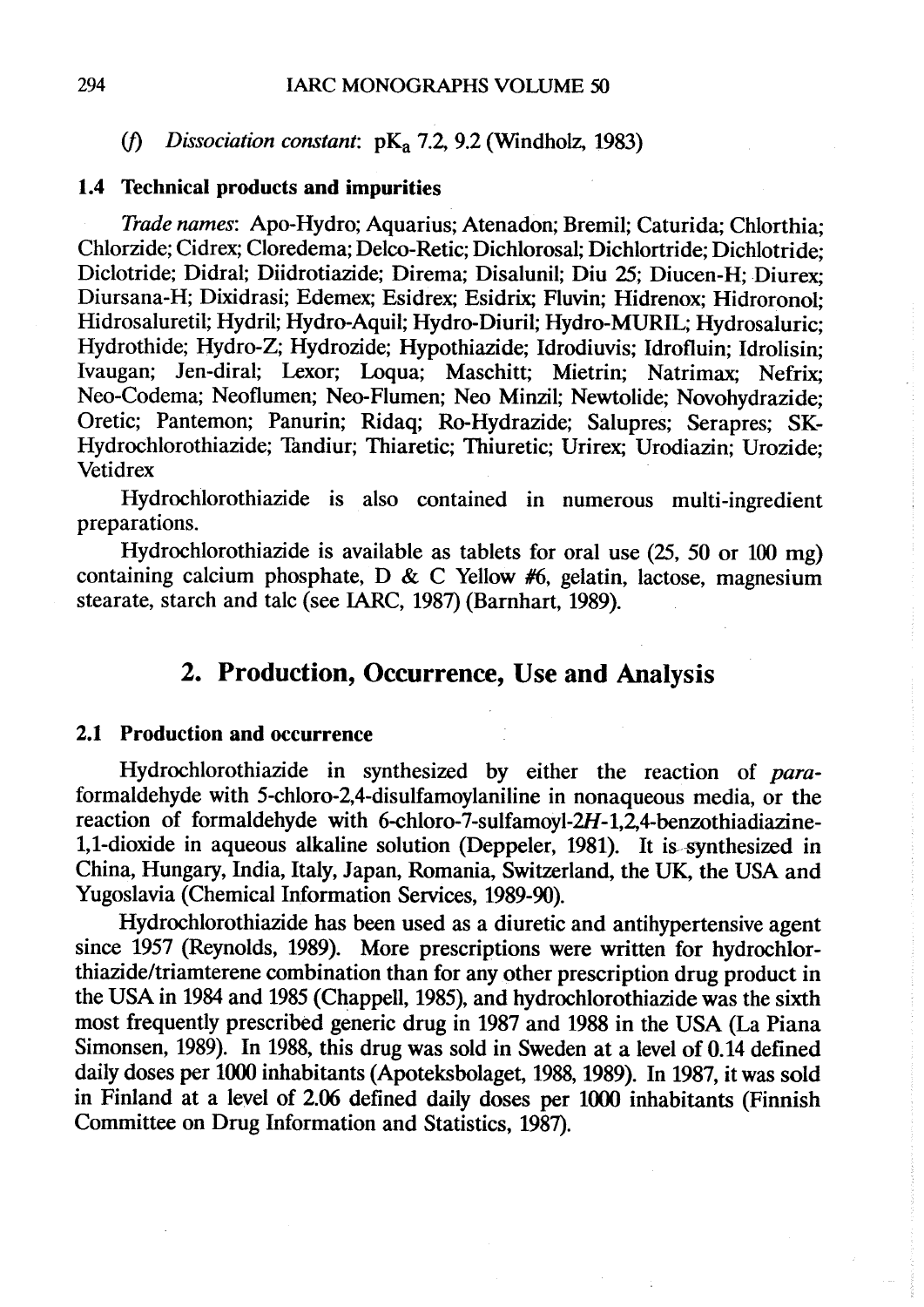(*f*) *Dissociation constant*: $pK_a$ 7.2, 9.2 (Windholz, 1983)

### 1.4 Technical products and impurities

*Trade names*: Apo-Hydro; Aquarius; Atenadon; Bremil; Caturida; Chlorthia; Chlorzide; Cidrex; Cloredema; Delco-Retic; Dichlorosal; Dichlortride; Dichlotride; Diclotride; Didral; Diidrotiazide; Direma; Disalunil; Diu 25; Diucen-H; Diurex; Diursana-H; Dixidrasi; Edemex; Esidrex; Esidrix; Fluvin; Hidrenox; Hidroronol; Hidrosaluretil; Hydril; Hydro-Aquil; Hydro-Diuril; Hydro-MURIL; Hydrosaluric; Hydrothide; Hydro-Z; Hydrozide; Hypothiazide; Idrodiuvis; Idrofluin; Idrolisin; Ivaugan; Jen-diral; Lexor; Loqua; Maschitt; Mietrin; Natrimax; Nefrix; Neo-Codema; Neoflumen; Neo-Flumen; Neo Minzil; Newtolide; Novohydrazide; Oretic; Pantemon; Panurin; Ridaq; Ro-Hydrazide; Salupres; Serapres; SK-Hydrochlorothiazide; Tandiur; Thiaretic; Thiuretic; Urirex; Urodiazin; Urozide; Vetidrex

Hydrochlorothiazide is also contained in numerous multi-ingredient preparations.

Hydrochlorothiazide is available as tablets for oral use (25, 50 or 100 mg) containing calcium phosphate, D & C Yellow #6, gelatin, lactose, magnesium stearate, starch and talc (see IARC, 1987) (Barnhart, 1989).

## 2. Production, Occurrence, Use and Analysis

### 2.1 Production and occurrence

Hydrochlorothiazide in synthesized by either the reaction of *para*-formaldehyde with 5-chloro-2,4-disulfamoylaniline in nonaqueous media, or the reaction of formaldehyde with 6-chloro-7-sulfamoyl-2*H*-1,2,4-benzothiadiazine-1,1-dioxide in aqueous alkaline solution (Deppeler, 1981). It is synthesized in China, Hungary, India, Italy, Japan, Romania, Switzerland, the UK, the USA and Yugoslavia (Chemical Information Services, 1989-90).

Hydrochlorothiazide has been used as a diuretic and antihypertensive agent since 1957 (Reynolds, 1989). More prescriptions were written for hydrochlorthiazide/triamterene combination than for any other prescription drug product in the USA in 1984 and 1985 (Chappell, 1985), and hydrochlorothiazide was the sixth most frequently prescribed generic drug in 1987 and 1988 in the USA (La Piana Simonsen, 1989). In 1988, this drug was sold in Sweden at a level of 0.14 defined daily doses per 1000 inhabitants (Apoteksbolaget, 1988, 1989). In 1987, it was sold in Finland at a level of 2.06 defined daily doses per 1000 inhabitants (Finnish Committee on Drug Information and Statistics, 1987).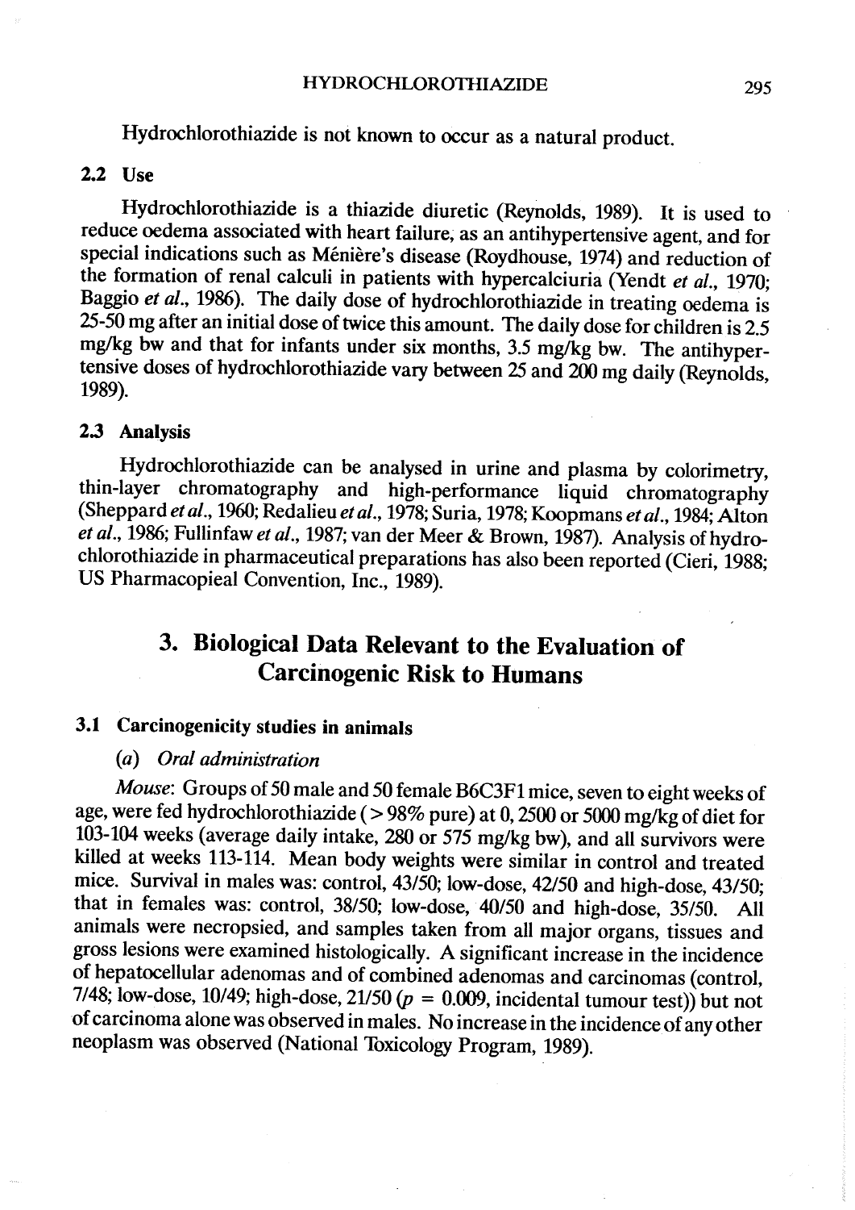Hydrochlorothiazide is not known to occur as a natural product.

### 2.2 Use

Hydrochlorothiazide is a thiazide diuretic (Reynolds, 1989). It is used to reduce oedema associated with heart failure, as an antihypertensive agent, and for special indications such as Ménière's disease (Roydhouse, 1974) and reduction of the formation of renal calculi in patients with hypercalciuria (Yendt *et al.*, 1970; Baggio *et al.*, 1986). The daily dose of hydrochlorothiazide in treating oedema is 25-50 mg after an initial dose of twice this amount. The daily dose for children is 2.5 mg/kg bw and that for infants under six months, 3.5 mg/kg bw. The antihypertensive doses of hydrochlorothiazide vary between 25 and 200 mg daily (Reynolds, 1989).

### 2.3 Analysis

Hydrochlorothiazide can be analysed in urine and plasma by colorimetry, thin-layer chromatography and high-performance liquid chromatography (Sheppard *et al.*, 1960; Redalieu *et al.*, 1978; Suria, 1978; Koopmans *et al.*, 1984; Alton *et al.*, 1986; Fullinfaw *et al.*, 1987; van der Meer & Brown, 1987). Analysis of hydrochlorothiazide in pharmaceutical preparations has also been reported (Cieri, 1988; US Pharmacopeial Convention, Inc., 1989).

# 3. Biological Data Relevant to the Evaluation of Carcinogenic Risk to Humans

### 3.1 Carcinogenicity studies in animals

*(a) Oral administration*

*Mouse*: Groups of 50 male and 50 female B6C3F1 mice, seven to eight weeks of age, were fed hydrochlorothiazide (> 98% pure) at 0, 2500 or 5000 mg/kg of diet for 103-104 weeks (average daily intake, 280 or 575 mg/kg bw), and all survivors were killed at weeks 113-114. Mean body weights were similar in control and treated mice. Survival in males was: control, 43/50; low-dose, 42/50 and high-dose, 43/50; that in females was: control, 38/50; low-dose, 40/50 and high-dose, 35/50. All animals were necropsied, and samples taken from all major organs, tissues and gross lesions were examined histologically. A significant increase in the incidence of hepatocellular adenomas and of combined adenomas and carcinomas (control, 7/48; low-dose, 10/49; high-dose, 21/50 ($p = 0.009$, incidental tumour test)) but not of carcinoma alone was observed in males. No increase in the incidence of any other neoplasm was observed (National Toxicology Program, 1989).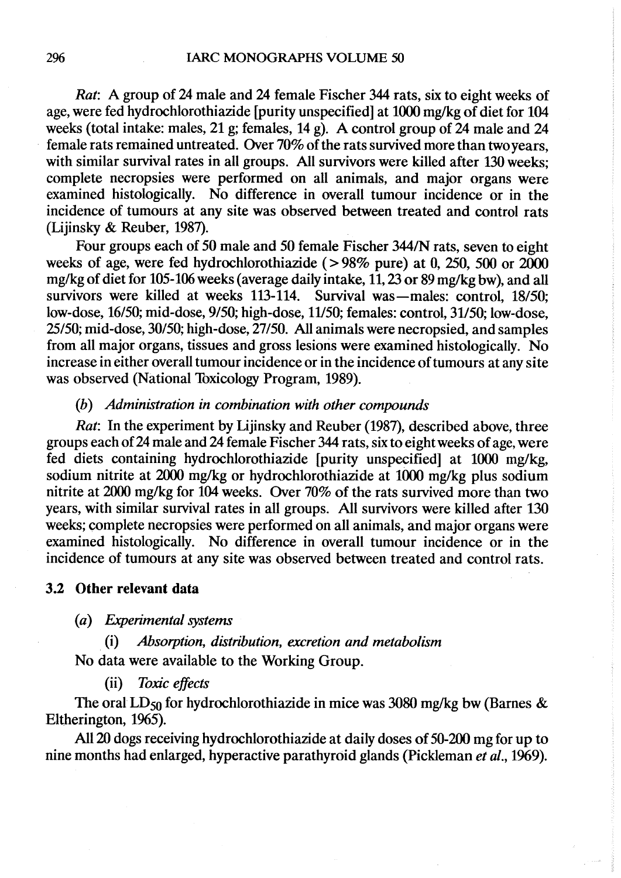*Rat*: A group of 24 male and 24 female Fischer 344 rats, six to eight weeks of age, were fed hydrochlorothiazide [purity unspecified] at 1000 mg/kg of diet for 104 weeks (total intake: males, 21 g; females, 14 g). A control group of 24 male and 24 female rats remained untreated. Over 70% of the rats survived more than two years, with similar survival rates in all groups. All survivors were killed after 130 weeks; complete necropsies were performed on all animals, and major organs were examined histologically. No difference in overall tumour incidence or in the incidence of tumours at any site was observed between treated and control rats (Lijinsky & Reuber, 1987).

Four groups each of 50 male and 50 female Fischer 344/N rats, seven to eight weeks of age, were fed hydrochlorothiazide (> 98% pure) at 0, 250, 500 or 2000 mg/kg of diet for 105-106 weeks (average daily intake, 11, 23 or 89 mg/kg bw), and all survivors were killed at weeks 113-114. Survival was—males: control, 18/50; low-dose, 16/50; mid-dose, 9/50; high-dose, 11/50; females: control, 31/50; low-dose, 25/50; mid-dose, 30/50; high-dose, 27/50. All animals were necropsied, and samples from all major organs, tissues and gross lesions were examined histologically. No increase in either overall tumour incidence or in the incidence of tumours at any site was observed (National Toxicology Program, 1989).

*(b) Administration in combination with other compounds*

*Rat*: In the experiment by Lijinsky and Reuber (1987), described above, three groups each of 24 male and 24 female Fischer 344 rats, six to eight weeks of age, were fed diets containing hydrochlorothiazide [purity unspecified] at 1000 mg/kg, sodium nitrite at 2000 mg/kg or hydrochlorothiazide at 1000 mg/kg plus sodium nitrite at 2000 mg/kg for 104 weeks. Over 70% of the rats survived more than two years, with similar survival rates in all groups. All survivors were killed after 130 weeks; complete necropsies were performed on all animals, and major organs were examined histologically. No difference in overall tumour incidence or in the incidence of tumours at any site was observed between treated and control rats.

### 3.2 Other relevant data

*(a) Experimental systems*

(i) *Absorption, distribution, excretion and metabolism*

No data were available to the Working Group.

(ii) *Toxic effects*

The oral $LD_{50}$ for hydrochlorothiazide in mice was 3080 mg/kg bw (Barnes & Eltherington, 1965).

All 20 dogs receiving hydrochlorothiazide at daily doses of 50-200 mg for up to nine months had enlarged, hyperactive parathyroid glands (Pickleman *et al.*, 1969).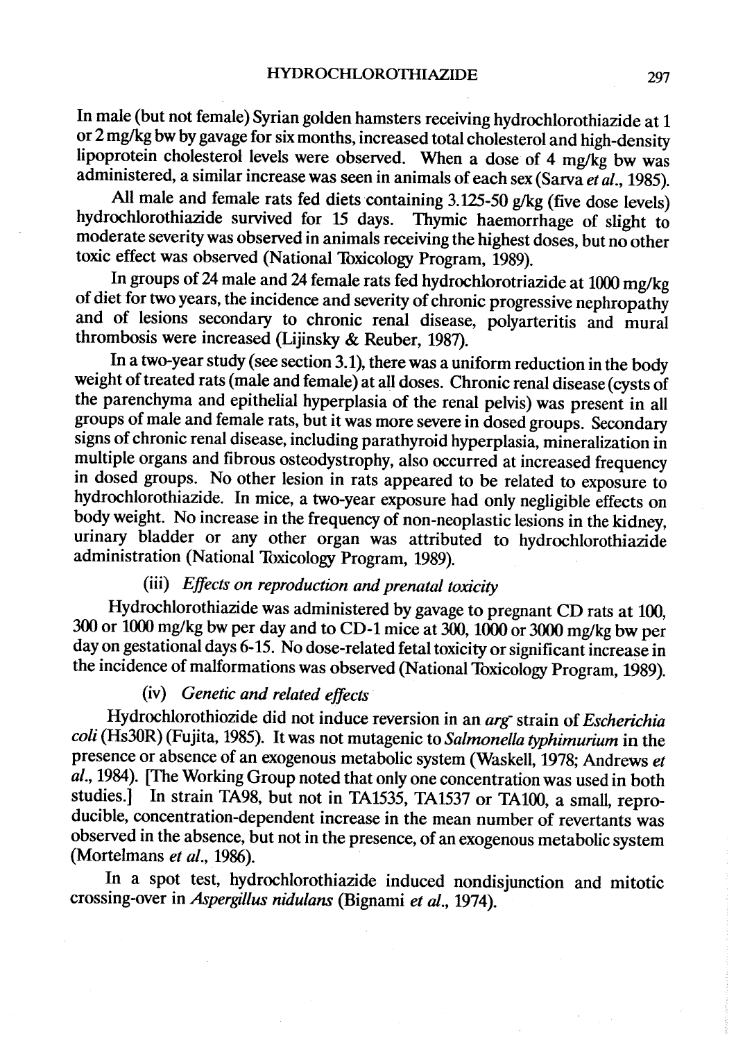In male (but not female) Syrian golden hamsters receiving hydrochlorothiazide at 1 or 2 mg/kg bw by gavage for six months, increased total cholesterol and high-density lipoprotein cholesterol levels were observed. When a dose of 4 mg/kg bw was administered, a similar increase was seen in animals of each sex (Sarva *et al.*, 1985).

All male and female rats fed diets containing 3.125-50 g/kg (five dose levels) hydrochlorothiazide survived for 15 days. Thymic haemorrhage of slight to moderate severity was observed in animals receiving the highest doses, but no other toxic effect was observed (National Toxicology Program, 1989).

In groups of 24 male and 24 female rats fed hydrochlorotriazide at 1000 mg/kg of diet for two years, the incidence and severity of chronic progressive nephropathy and of lesions secondary to chronic renal disease, polyarteritis and mural thrombosis were increased (Lijinsky & Reuber, 1987).

In a two-year study (see section 3.1), there was a uniform reduction in the body weight of treated rats (male and female) at all doses. Chronic renal disease (cysts of the parenchyma and epithelial hyperplasia of the renal pelvis) was present in all groups of male and female rats, but it was more severe in dosed groups. Secondary signs of chronic renal disease, including parathyroid hyperplasia, mineralization in multiple organs and fibrous osteodystrophy, also occurred at increased frequency in dosed groups. No other lesion in rats appeared to be related to exposure to hydrochlorothiazide. In mice, a two-year exposure had only negligible effects on body weight. No increase in the frequency of non-neoplastic lesions in the kidney, urinary bladder or any other organ was attributed to hydrochlorothiazide administration (National Toxicology Program, 1989).

(iii) *Effects on reproduction and prenatal toxicity*

Hydrochlorothiazide was administered by gavage to pregnant CD rats at 100, 300 or 1000 mg/kg bw per day and to CD-1 mice at 300, 1000 or 3000 mg/kg bw per day on gestational days 6-15. No dose-related fetal toxicity or significant increase in the incidence of malformations was observed (National Toxicology Program, 1989).

(iv) *Genetic and related effects*

Hydrochlorothiozide did not induce reversion in an *arg*⁻ strain of *Escherichia coli* (Hs30R) (Fujita, 1985). It was not mutagenic to *Salmonella typhimurium* in the presence or absence of an exogenous metabolic system (Waskell, 1978; Andrews *et al.*, 1984). [The Working Group noted that only one concentration was used in both studies.] In strain TA98, but not in TA1535, TA1537 or TA100, a small, reproducible, concentration-dependent increase in the mean number of revertants was observed in the absence, but not in the presence, of an exogenous metabolic system (Mortelmans *et al.*, 1986).

In a spot test, hydrochlorothiazide induced nondisjunction and mitotic crossing-over in *Aspergillus nidulans* (Bignami *et al.*, 1974).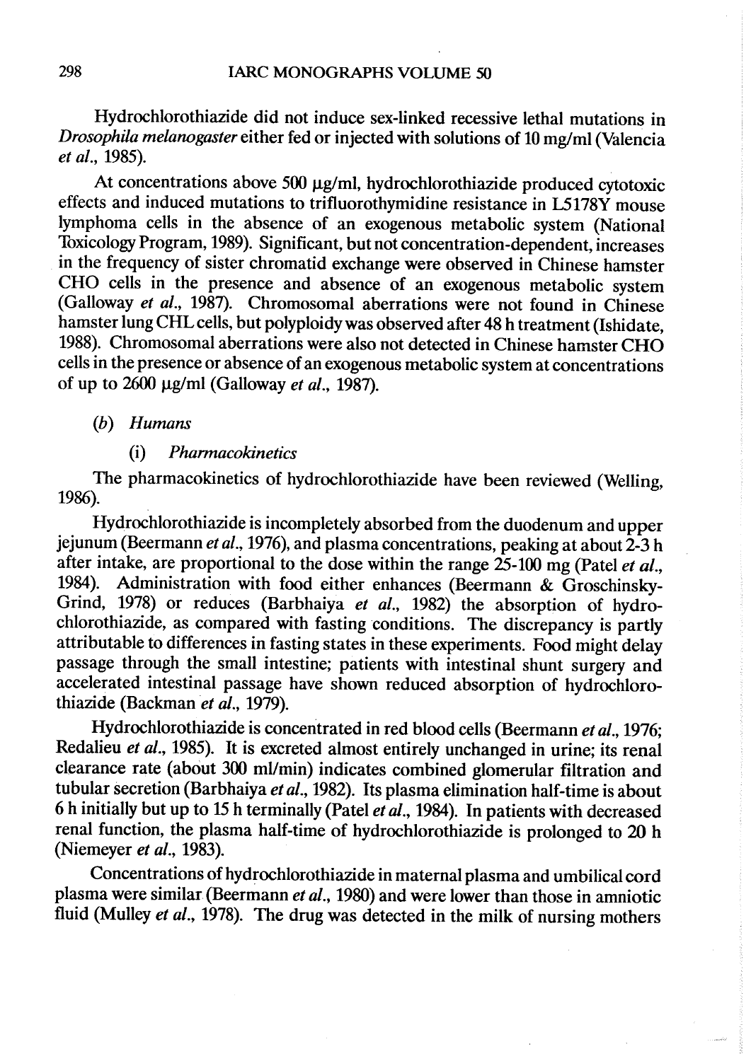Hydrochlorothiazide did not induce sex-linked recessive lethal mutations in *Drosophila melanogaster* either fed or injected with solutions of 10 mg/ml (Valencia *et al.*, 1985).

At concentrations above 500 μg/ml, hydrochlorothiazide produced cytotoxic effects and induced mutations to trifluorothymidine resistance in L5178Y mouse lymphoma cells in the absence of an exogenous metabolic system (National Toxicology Program, 1989). Significant, but not concentration-dependent, increases in the frequency of sister chromatid exchange were observed in Chinese hamster CHO cells in the presence and absence of an exogenous metabolic system (Galloway *et al.*, 1987). Chromosomal aberrations were not found in Chinese hamster lung CHL cells, but polyploidy was observed after 48 h treatment (Ishidate, 1988). Chromosomal aberrations were also not detected in Chinese hamster CHO cells in the presence or absence of an exogenous metabolic system at concentrations of up to 2600 μg/ml (Galloway *et al.*, 1987).

(*b*) *Humans*

(i) *Pharmacokinetics*

The pharmacokinetics of hydrochlorothiazide have been reviewed (Welling, 1986).

Hydrochlorothiazide is incompletely absorbed from the duodenum and upper jejunum (Beermann *et al.*, 1976), and plasma concentrations, peaking at about 2-3 h after intake, are proportional to the dose within the range 25-100 mg (Patel *et al.*, 1984). Administration with food either enhances (Beermann & Groschinsky-Grind, 1978) or reduces (Barbhaiya *et al.*, 1982) the absorption of hydrochlorothiazide, as compared with fasting conditions. The discrepancy is partly attributable to differences in fasting states in these experiments. Food might delay passage through the small intestine; patients with intestinal shunt surgery and accelerated intestinal passage have shown reduced absorption of hydrochlorothiazide (Backman *et al.*, 1979).

Hydrochlorothiazide is concentrated in red blood cells (Beermann *et al.*, 1976; Redalieu *et al.*, 1985). It is excreted almost entirely unchanged in urine; its renal clearance rate (about 300 ml/min) indicates combined glomerular filtration and tubular secretion (Barbhaiya *et al.*, 1982). Its plasma elimination half-time is about 6 h initially but up to 15 h terminally (Patel *et al.*, 1984). In patients with decreased renal function, the plasma half-time of hydrochlorothiazide is prolonged to 20 h (Niemeyer *et al.*, 1983).

Concentrations of hydrochlorothiazide in maternal plasma and umbilical cord plasma were similar (Beermann *et al.*, 1980) and were lower than those in amniotic fluid (Mulley *et al.*, 1978). The drug was detected in the milk of nursing mothers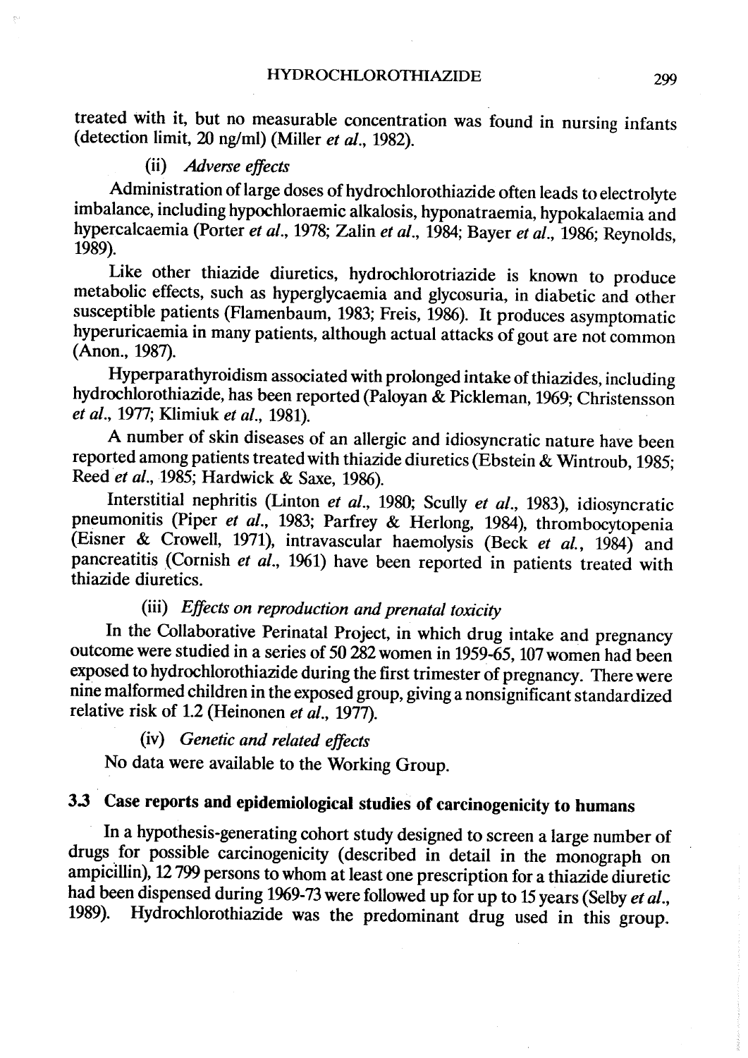treated with it, but no measurable concentration was found in nursing infants (detection limit, 20 ng/ml) (Miller *et al.*, 1982).

#### (ii) *Adverse effects*

Administration of large doses of hydrochlorothiazide often leads to electrolyte imbalance, including hypochloraemic alkalosis, hyponatraemia, hypokalaemia and hypercalcaemia (Porter *et al.*, 1978; Zalin *et al.*, 1984; Bayer *et al.*, 1986; Reynolds, 1989).

Like other thiazide diuretics, hydrochlorotriazide is known to produce metabolic effects, such as hyperglycaemia and glycosuria, in diabetic and other susceptible patients (Flamenbaum, 1983; Freis, 1986). It produces asymptomatic hyperuricaemia in many patients, although actual attacks of gout are not common (Anon., 1987).

Hyperparathyroidism associated with prolonged intake of thiazides, including hydrochlorothiazide, has been reported (Paloyan & Pickleman, 1969; Christensson *et al.*, 1977; Klimiuk *et al.*, 1981).

A number of skin diseases of an allergic and idiosyncratic nature have been reported among patients treated with thiazide diuretics (Ebstein & Wintroub, 1985; Reed *et al.*, 1985; Hardwick & Saxe, 1986).

Interstitial nephritis (Linton *et al.*, 1980; Scully *et al.*, 1983), idiosyncratic pneumonitis (Piper *et al.*, 1983; Parfrey & Herlong, 1984), thrombocytopenia (Eisner & Crowell, 1971), intravascular haemolysis (Beck *et al.*, 1984) and pancreatitis (Cornish *et al.*, 1961) have been reported in patients treated with thiazide diuretics.

#### (iii) *Effects on reproduction and prenatal toxicity*

In the Collaborative Perinatal Project, in which drug intake and pregnancy outcome were studied in a series of 50 282 women in 1959-65, 107 women had been exposed to hydrochlorothiazide during the first trimester of pregnancy. There were nine malformed children in the exposed group, giving a nonsignificant standardized relative risk of 1.2 (Heinonen *et al.*, 1977).

#### (iv) *Genetic and related effects*

No data were available to the Working Group.

## 3.3 Case reports and epidemiological studies of carcinogenicity to humans

In a hypothesis-generating cohort study designed to screen a large number of drugs for possible carcinogenicity (described in detail in the monograph on ampicillin), 12 799 persons to whom at least one prescription for a thiazide diuretic had been dispensed during 1969-73 were followed up for up to 15 years (Selby *et al.*, 1989). Hydrochlorothiazide was the predominant drug used in this group.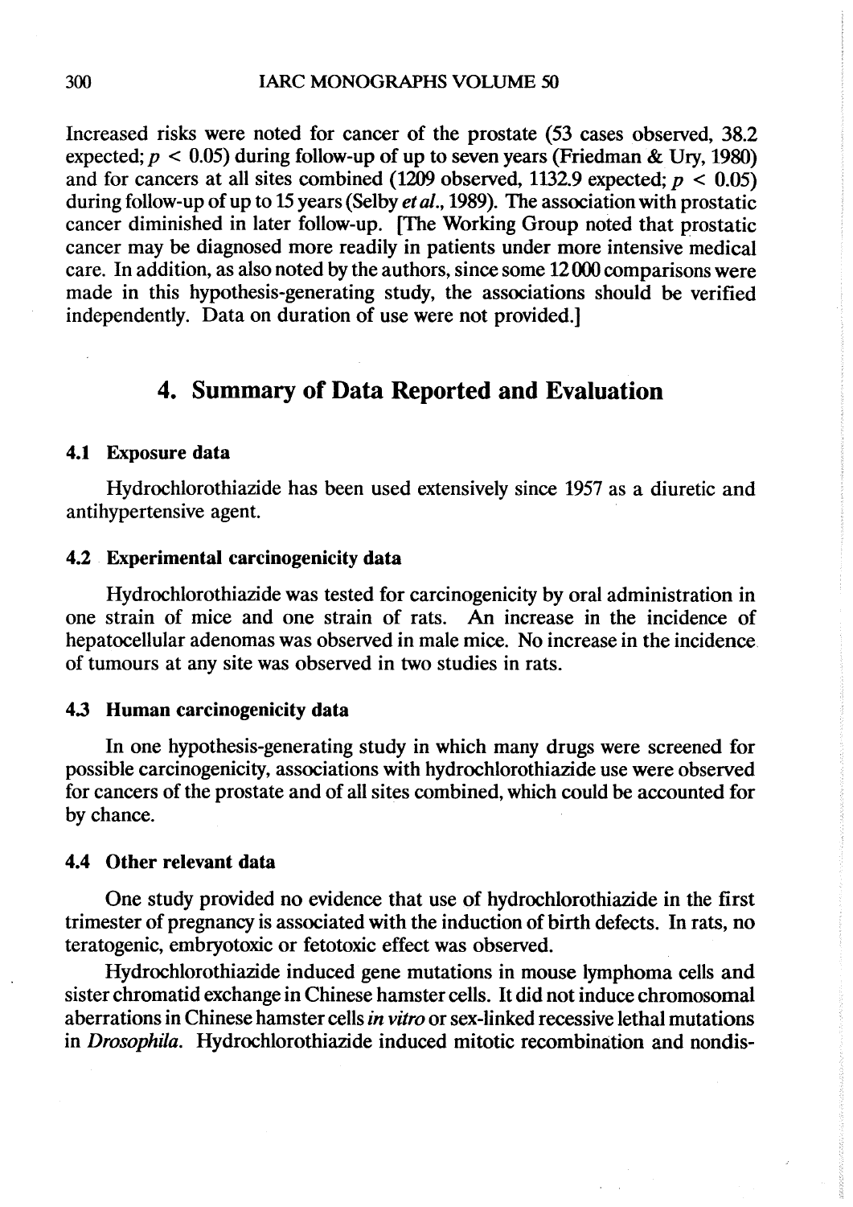Increased risks were noted for cancer of the prostate (53 cases observed, 38.2 expected; $p < 0.05$) during follow-up of up to seven years (Friedman & Ury, 1980) and for cancers at all sites combined (1209 observed, 1132.9 expected; $p < 0.05$) during follow-up of up to 15 years (Selby *et al.*, 1989). The association with prostatic cancer diminished in later follow-up. [The Working Group noted that prostatic cancer may be diagnosed more readily in patients under more intensive medical care. In addition, as also noted by the authors, since some 12 000 comparisons were made in this hypothesis-generating study, the associations should be verified independently. Data on duration of use were not provided.]

## 4. Summary of Data Reported and Evaluation

### 4.1 Exposure data

Hydrochlorothiazide has been used extensively since 1957 as a diuretic and antihypertensive agent.

### 4.2 Experimental carcinogenicity data

Hydrochlorothiazide was tested for carcinogenicity by oral administration in one strain of mice and one strain of rats. An increase in the incidence of hepatocellular adenomas was observed in male mice. No increase in the incidence of tumours at any site was observed in two studies in rats.

### 4.3 Human carcinogenicity data

In one hypothesis-generating study in which many drugs were screened for possible carcinogenicity, associations with hydrochlorothiazide use were observed for cancers of the prostate and of all sites combined, which could be accounted for by chance.

### 4.4 Other relevant data

One study provided no evidence that use of hydrochlorothiazide in the first trimester of pregnancy is associated with the induction of birth defects. In rats, no teratogenic, embryotoxic or fetotoxic effect was observed.

Hydrochlorothiazide induced gene mutations in mouse lymphoma cells and sister chromatid exchange in Chinese hamster cells. It did not induce chromosomal aberrations in Chinese hamster cells *in vitro* or sex-linked recessive lethal mutations in *Drosophila*. Hydrochlorothiazide induced mitotic recombination and nondis-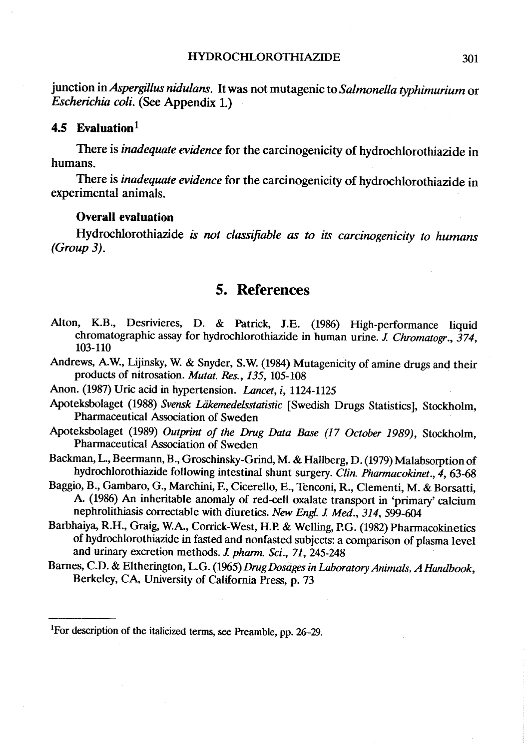junction in *Aspergillus nidulans*. It was not mutagenic to *Salmonella typhimurium* or *Escherichia coli*. (See Appendix 1.)

### 4.5 Evaluation[1]

There is *inadequate evidence* for the carcinogenicity of hydrochlorothiazide in humans.

There is *inadequate evidence* for the carcinogenicity of hydrochlorothiazide in experimental animals.

#### Overall evaluation

Hydrochlorothiazide *is not classifiable as to its carcinogenicity to humans (Group 3)*.

## 5. References

Alton, K.B., Desrivieres, D. & Patrick, J.E. (1986) High-performance liquid chromatographic assay for hydrochlorothiazide in human urine. *J. Chromatogr.*, *374*, 103-110

Andrews, A.W., Lijinsky, W. & Snyder, S.W. (1984) Mutagenicity of amine drugs and their products of nitrosation. *Mutat. Res.*, *135*, 105-108

Anon. (1987) Uric acid in hypertension. *Lancet*, *i*, 1124-1125

Apoteksbolaget (1988) *Svensk Läkemedelsstatistic* [Swedish Drugs Statistics], Stockholm, Pharmaceutical Association of Sweden

Apoteksbolaget (1989) *Outprint of the Drug Data Base (17 October 1989)*, Stockholm, Pharmaceutical Association of Sweden

Backman, L., Beermann, B., Groschinsky-Grind, M. & Hallberg, D. (1979) Malabsorption of hydrochlorothiazide following intestinal shunt surgery. *Clin. Pharmacokinet.*, *4*, 63-68

Baggio, B., Gambaro, G., Marchini, F., Cicerello, E., Tenconi, R., Clementi, M. & Borsatti, A. (1986) An inheritable anomaly of red-cell oxalate transport in 'primary' calcium nephrolithiasis correctable with diuretics. *New Engl. J. Med.*, *314*, 599-604

Barbhaiya, R.H., Graig, W.A., Corrick-West, H.P. & Welling, P.G. (1982) Pharmacokinetics of hydrochlorothiazide in fasted and nonfasted subjects: a comparison of plasma level and urinary excretion methods. *J. pharm. Sci.*, *71*, 245-248

Barnes, C.D. & Eltherington, L.G. (1965) *Drug Dosages in Laboratory Animals, A Handbook*, Berkeley, CA, University of California Press, p. 73

---

[1]For description of the italicized terms, see Preamble, pp. 26–29.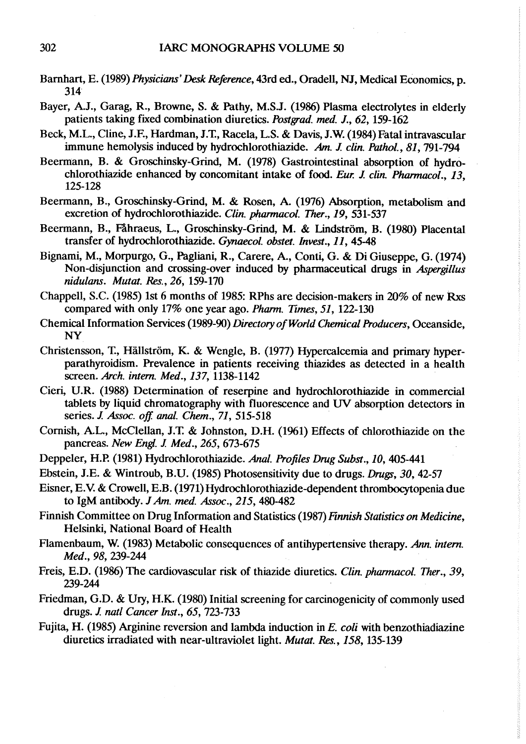Barnhart, E. (1989) *Physicians' Desk Reference*, 43rd ed., Oradell, NJ, Medical Economics, p. 314

Bayer, A.J., Garag, R., Browne, S. & Pathy, M.S.J. (1986) Plasma electrolytes in elderly patients taking fixed combination diuretics. *Postgrad. med. J.*, *62*, 159-162

Beck, M.L., Cline, J.F., Hardman, J.T., Racela, L.S. & Davis, J.W. (1984) Fatal intravascular immune hemolysis induced by hydrochlorothiazide. *Am. J. clin. Pathol.*, *81*, 791-794

Beermann, B. & Groschinsky-Grind, M. (1978) Gastrointestinal absorption of hydrochlorothiazide enhanced by concomitant intake of food. *Eur. J. clin. Pharmacol.*, *13*, 125-128

Beermann, B., Groschinsky-Grind, M. & Rosen, A. (1976) Absorption, metabolism and excretion of hydrochlorothiazide. *Clin. pharmacol. Ther.*, *19*, 531-537

Beermann, B., Fåhraeus, L., Groschinsky-Grind, M. & Lindström, B. (1980) Placental transfer of hydrochlorothiazide. *Gynaecol. obstet. Invest.*, *11*, 45-48

Bignami, M., Morpurgo, G., Pagliani, R., Carere, A., Conti, G. & Di Giuseppe, G. (1974) Non-disjunction and crossing-over induced by pharmaceutical drugs in *Aspergillus nidulans*. *Mutat. Res.*, *26*, 159-170

Chappell, S.C. (1985) 1st 6 months of 1985: RPhs are decision-makers in 20% of new Rxs compared with only 17% one year ago. *Pharm. Times*, *51*, 122-130

Chemical Information Services (1989-90) *Directory of World Chemical Producers*, Oceanside, NY

Christensson, T., Hällström, K. & Wengle, B. (1977) Hypercalcemia and primary hyperparathyroidism. Prevalence in patients receiving thiazides as detected in a health screen. *Arch. intern. Med.*, *137*, 1138-1142

Cieri, U.R. (1988) Determination of reserpine and hydrochlorothiazide in commercial tablets by liquid chromatography with fluorescence and UV absorption detectors in series. *J. Assoc. off. anal. Chem.*, *71*, 515-518

Cornish, A.L., McClellan, J.T. & Johnston, D.H. (1961) Effects of chlorothiazide on the pancreas. *New Engl. J. Med.*, *265*, 673-675

Deppeler, H.P. (1981) Hydrochlorothiazide. *Anal. Profiles Drug Subst.*, *10*, 405-441

Ebstein, J.E. & Wintroub, B.U. (1985) Photosensitivity due to drugs. *Drugs*, *30*, 42-57

Eisner, E.V. & Crowell, E.B. (1971) Hydrochlorothiazide-dependent thrombocytopenia due to IgM antibody. *J Am. med. Assoc.*, *215*, 480-482

Finnish Committee on Drug Information and Statistics (1987) *Finnish Statistics on Medicine*, Helsinki, National Board of Health

Flamenbaum, W. (1983) Metabolic consequences of antihypertensive therapy. *Ann. intern. Med.*, *98*, 239-244

Freis, E.D. (1986) The cardiovascular risk of thiazide diuretics. *Clin. pharmacol. Ther.*, *39*, 239-244

Friedman, G.D. & Ury, H.K. (1980) Initial screening for carcinogenicity of commonly used drugs. *J. natl Cancer Inst.*, *65*, 723-733

Fujita, H. (1985) Arginine reversion and lambda induction in *E. coli* with benzothiadiazine diuretics irradiated with near-ultraviolet light. *Mutat. Res.*, *158*, 135-139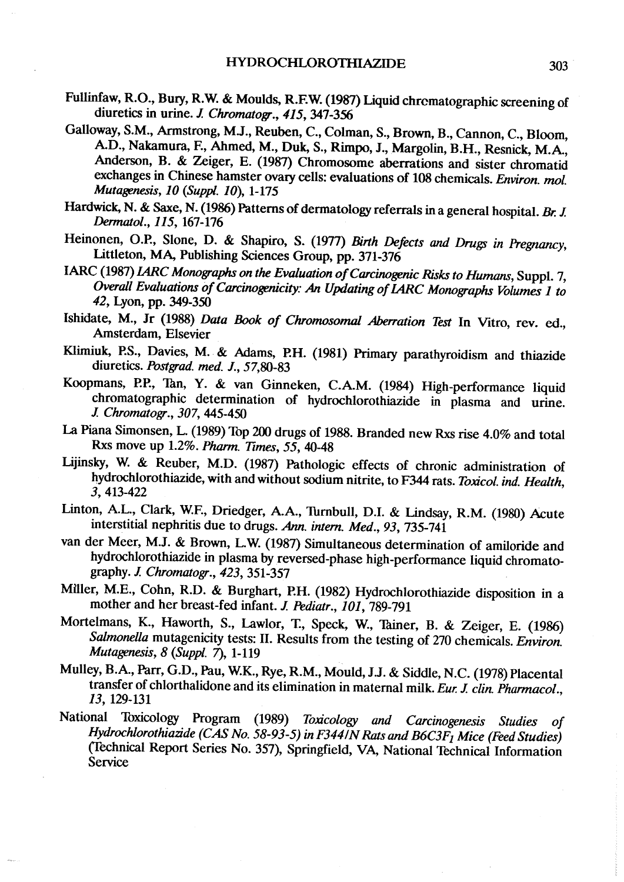Fullinfaw, R.O., Bury, R.W. & Moulds, R.F.W. (1987) Liquid chromatographic screening of diuretics in urine. *J. Chromatogr.*, *415*, 347-356

Galloway, S.M., Armstrong, M.J., Reuben, C., Colman, S., Brown, B., Cannon, C., Bloom, A.D., Nakamura, F., Ahmed, M., Duk, S., Rimpo, J., Margolin, B.H., Resnick, M.A., Anderson, B. & Zeiger, E. (1987) Chromosome aberrations and sister chromatid exchanges in Chinese hamster ovary cells: evaluations of 108 chemicals. *Environ. mol. Mutagenesis*, *10 (Suppl. 10)*, 1-175

Hardwick, N. & Saxe, N. (1986) Patterns of dermatology referrals in a general hospital. *Br. J. Dermatol.*, *115*, 167-176

Heinonen, O.P., Slone, D. & Shapiro, S. (1977) *Birth Defects and Drugs in Pregnancy*, Littleton, MA, Publishing Sciences Group, pp. 371-376

IARC (1987) *IARC Monographs on the Evaluation of Carcinogenic Risks to Humans*, Suppl. 7, *Overall Evaluations of Carcinogenicity: An Updating of IARC Monographs Volumes 1 to 42*, Lyon, pp. 349-350

Ishidate, M., Jr (1988) *Data Book of Chromosomal Aberration Test* In Vitro, rev. ed., Amsterdam, Elsevier

Klimiuk, P.S., Davies, M. & Adams, P.H. (1981) Primary parathyroidism and thiazide diuretics. *Postgrad. med. J.*, *57*,80-83

Koopmans, P.P., Tan, Y. & van Ginneken, C.A.M. (1984) High-performance liquid chromatographic determination of hydrochlorothiazide in plasma and urine. *J. Chromatogr.*, *307*, 445-450

La Piana Simonsen, L. (1989) Top 200 drugs of 1988. Branded new Rxs rise 4.0% and total Rxs move up 1.2%. *Pharm. Times*, *55*, 40-48

Lijinsky, W. & Reuber, M.D. (1987) Pathologic effects of chronic administration of hydrochlorothiazide, with and without sodium nitrite, to F344 rats. *Toxicol. ind. Health*, *3*, 413-422

Linton, A.L., Clark, W.F., Driedger, A.A., Turnbull, D.I. & Lindsay, R.M. (1980) Acute interstitial nephritis due to drugs. *Ann. intern. Med.*, *93*, 735-741

van der Meer, M.J. & Brown, L.W. (1987) Simultaneous determination of amiloride and hydrochlorothiazide in plasma by reversed-phase high-performance liquid chromatography. *J. Chromatogr.*, *423*, 351-357

Miller, M.E., Cohn, R.D. & Burghart, P.H. (1982) Hydrochlorothiazide disposition in a mother and her breast-fed infant. *J. Pediatr.*, *101*, 789-791

Mortelmans, K., Haworth, S., Lawlor, T., Speck, W., Tainer, B. & Zeiger, E. (1986) *Salmonella* mutagenicity tests: II. Results from the testing of 270 chemicals. *Environ. Mutagenesis*, *8 (Suppl. 7)*, 1-119

Mulley, B.A., Parr, G.D., Pau, W.K., Rye, R.M., Mould, J.J. & Siddle, N.C. (1978) Placental transfer of chlorthalidone and its elimination in maternal milk. *Eur. J. clin. Pharmacol.*, *13*, 129-131

National Toxicology Program (1989) *Toxicology and Carcinogenesis Studies of Hydrochlorothiazide (CAS No. 58-93-5) in F344/N Rats and B6C3F$_1$ Mice (Feed Studies)* (Technical Report Series No. 357), Springfield, VA, National Technical Information Service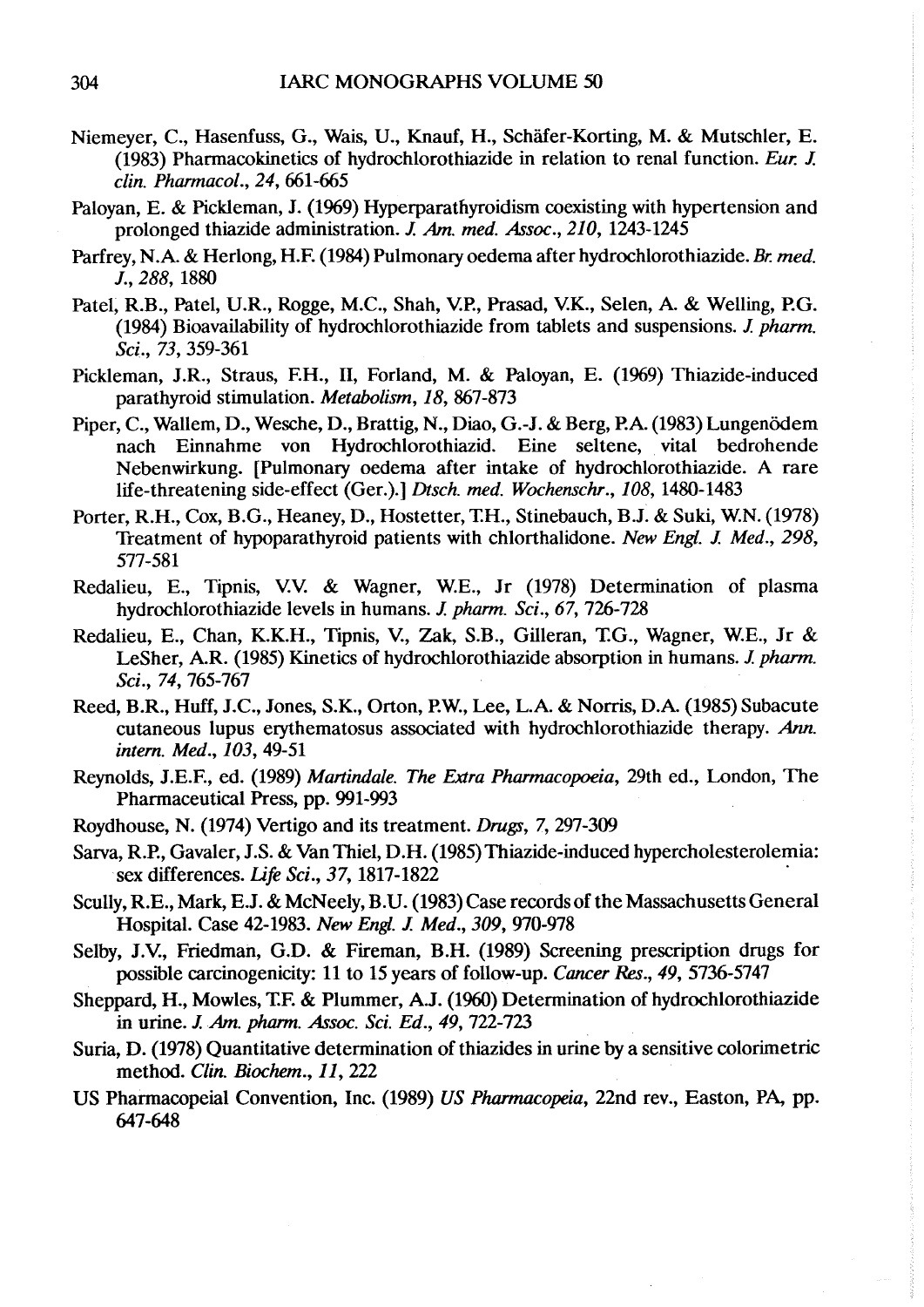Niemeyer, C., Hasenfuss, G., Wais, U., Knauf, H., Schäfer-Korting, M. & Mutschler, E. (1983) Pharmacokinetics of hydrochlorothiazide in relation to renal function. *Eur. J. clin. Pharmacol.*, *24*, 661-665

Paloyan, E. & Pickleman, J. (1969) Hyperparathyroidism coexisting with hypertension and prolonged thiazide administration. *J. Am. med. Assoc.*, *210*, 1243-1245

Parfrey, N.A. & Herlong, H.F. (1984) Pulmonary oedema after hydrochlorothiazide. *Br. med. J.*, *288*, 1880

Patel, R.B., Patel, U.R., Rogge, M.C., Shah, V.P., Prasad, V.K., Selen, A. & Welling, P.G. (1984) Bioavailability of hydrochlorothiazide from tablets and suspensions. *J. pharm. Sci.*, *73*, 359-361

Pickleman, J.R., Straus, F.H., II, Forland, M. & Paloyan, E. (1969) Thiazide-induced parathyroid stimulation. *Metabolism*, *18*, 867-873

Piper, C., Wallem, D., Wesche, D., Brattig, N., Diao, G.-J. & Berg, P.A. (1983) Lungenödem nach Einnahme von Hydrochlorothiazid. Eine seltene, vital bedrohende Nebenwirkung. [Pulmonary oedema after intake of hydrochlorothiazide. A rare life-threatening side-effect (Ger.).] *Dtsch. med. Wochenschr.*, *108*, 1480-1483

Porter, R.H., Cox, B.G., Heaney, D., Hostetter, T.H., Stinebauch, B.J. & Suki, W.N. (1978) Treatment of hypoparathyroid patients with chlorthalidone. *New Engl. J. Med.*, *298*, 577-581

Redalieu, E., Tipnis, V.V. & Wagner, W.E., Jr (1978) Determination of plasma hydrochlorothiazide levels in humans. *J. pharm. Sci.*, *67*, 726-728

Redalieu, E., Chan, K.K.H., Tipnis, V., Zak, S.B., Gilleran, T.G., Wagner, W.E., Jr & LeSher, A.R. (1985) Kinetics of hydrochlorothiazide absorption in humans. *J. pharm. Sci.*, *74*, 765-767

Reed, B.R., Huff, J.C., Jones, S.K., Orton, P.W., Lee, L.A. & Norris, D.A. (1985) Subacute cutaneous lupus erythematosus associated with hydrochlorothiazide therapy. *Ann. intern. Med.*, *103*, 49-51

Reynolds, J.E.F., ed. (1989) *Martindale. The Extra Pharmacopoeia*, 29th ed., London, The Pharmaceutical Press, pp. 991-993

Roydhouse, N. (1974) Vertigo and its treatment. *Drugs*, *7*, 297-309

Sarva, R.P., Gavaler, J.S. & Van Thiel, D.H. (1985) Thiazide-induced hypercholesterolemia: sex differences. *Life Sci.*, *37*, 1817-1822

Scully, R.E., Mark, E.J. & McNeely, B.U. (1983) Case records of the Massachusetts General Hospital. Case 42-1983. *New Engl. J. Med.*, *309*, 970-978

Selby, J.V., Friedman, G.D. & Fireman, B.H. (1989) Screening prescription drugs for possible carcinogenicity: 11 to 15 years of follow-up. *Cancer Res.*, *49*, 5736-5747

Sheppard, H., Mowles, T.F. & Plummer, A.J. (1960) Determination of hydrochlorothiazide in urine. *J. Am. pharm. Assoc. Sci. Ed.*, *49*, 722-723

Suria, D. (1978) Quantitative determination of thiazides in urine by a sensitive colorimetric method. *Clin. Biochem.*, *11*, 222

US Pharmacopeial Convention, Inc. (1989) *US Pharmacopeia*, 22nd rev., Easton, PA, pp. 647-648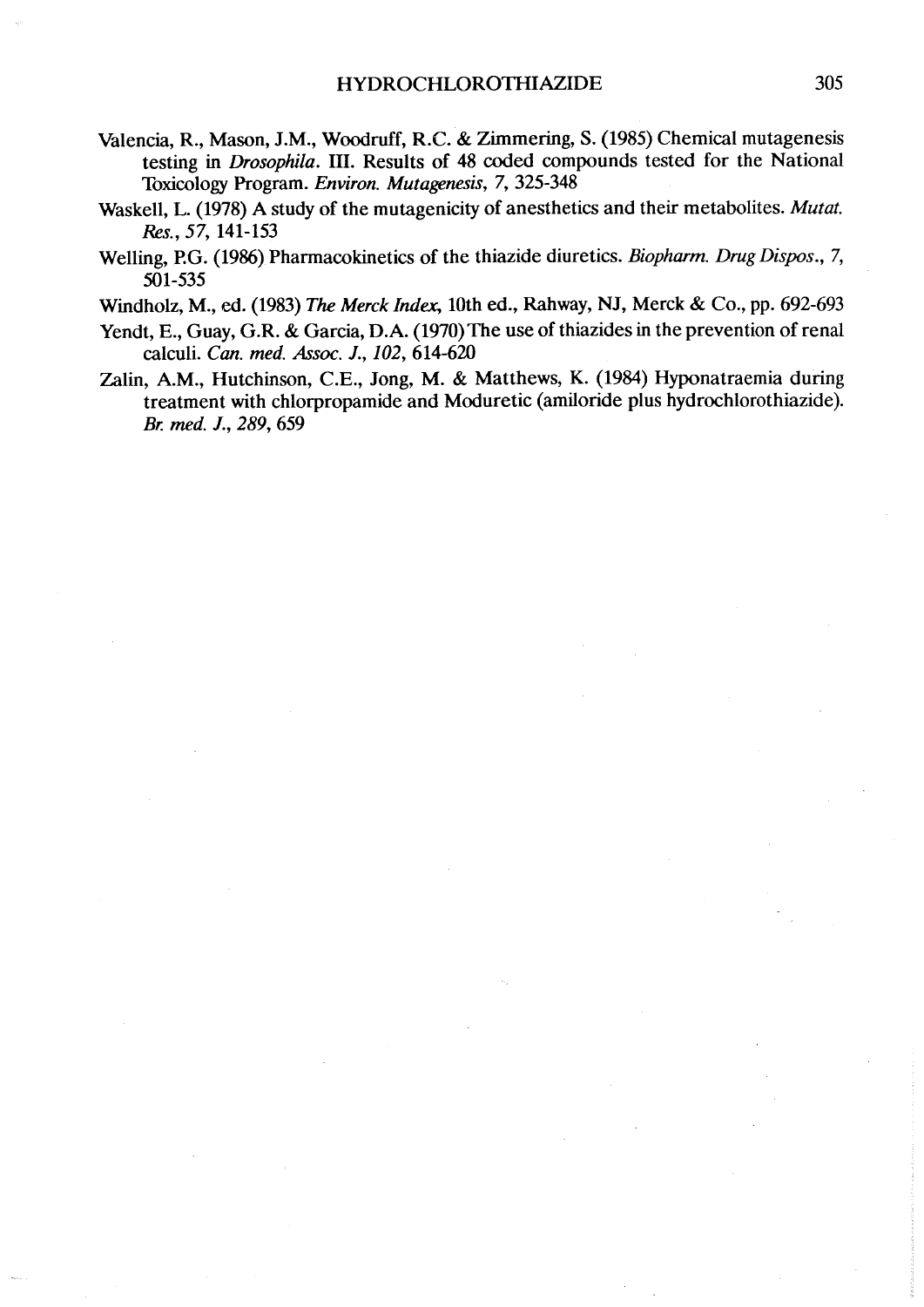Valencia, R., Mason, J.M., Woodruff, R.C. & Zimmering, S. (1985) Chemical mutagenesis testing in *Drosophila*. III. Results of 48 coded compounds tested for the National Toxicology Program. *Environ. Mutagenesis*, *7*, 325-348

Waskell, L. (1978) A study of the mutagenicity of anesthetics and their metabolites. *Mutat. Res.*, *57*, 141-153

Welling, P.G. (1986) Pharmacokinetics of the thiazide diuretics. *Biopharm. Drug Dispos.*, *7*, 501-535

Windholz, M., ed. (1983) *The Merck Index*, 10th ed., Rahway, NJ, Merck & Co., pp. 692-693

Yendt, E., Guay, G.R. & Garcia, D.A. (1970) The use of thiazides in the prevention of renal calculi. *Can. med. Assoc. J.*, *102*, 614-620

Zalin, A.M., Hutchinson, C.E., Jong, M. & Matthews, K. (1984) Hyponatraemia during treatment with chlorpropamide and Moduretic (amiloride plus hydrochlorothiazide). *Br. med. J.*, *289*, 659